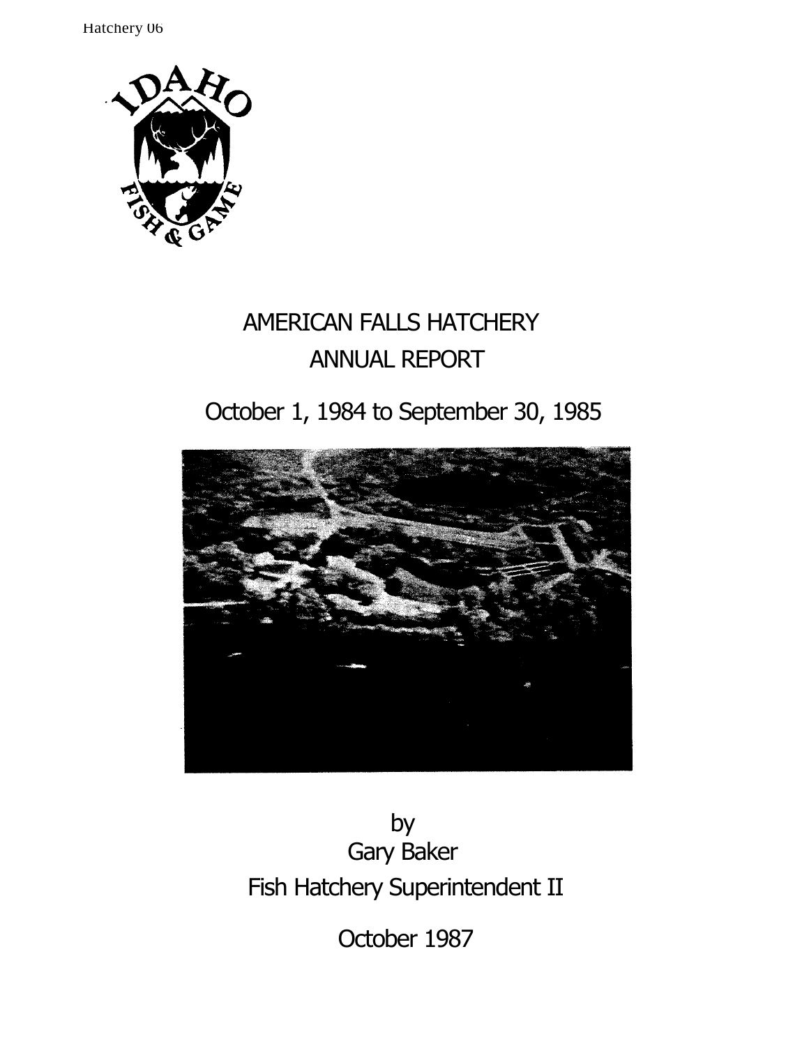# AMERICAN FALLS HATCHERY ANNUAL REPORT

October 1, 1984 to September 30, 1985

by
Gary Baker
Fish Hatchery Superintendent II

October 1987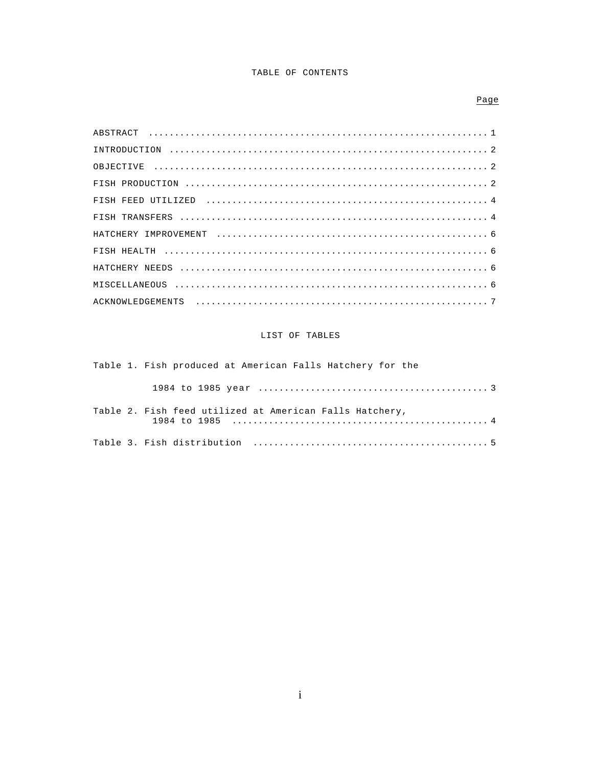# TABLE OF CONTENTS

| | Page |
|---|---|
| ABSTRACT | 1 |
| INTRODUCTION | 2 |
| OBJECTIVE | 2 |
| FISH PRODUCTION | 2 |
| FISH FEED UTILIZED | 4 |
| FISH TRANSFERS | 4 |
| HATCHERY IMPROVEMENT | 6 |
| FISH HEALTH | 6 |
| HATCHERY NEEDS | 6 |
| MISCELLANEOUS | 6 |
| ACKNOWLEDGEMENTS | 7 |

# LIST OF TABLES

| | Page |
|---|---|
| Table 1. Fish produced at American Falls Hatchery for the 1984 to 1985 year | 3 |
| Table 2. Fish feed utilized at American Falls Hatchery, 1984 to 1985 | 4 |
| Table 3. Fish distribution | 5 |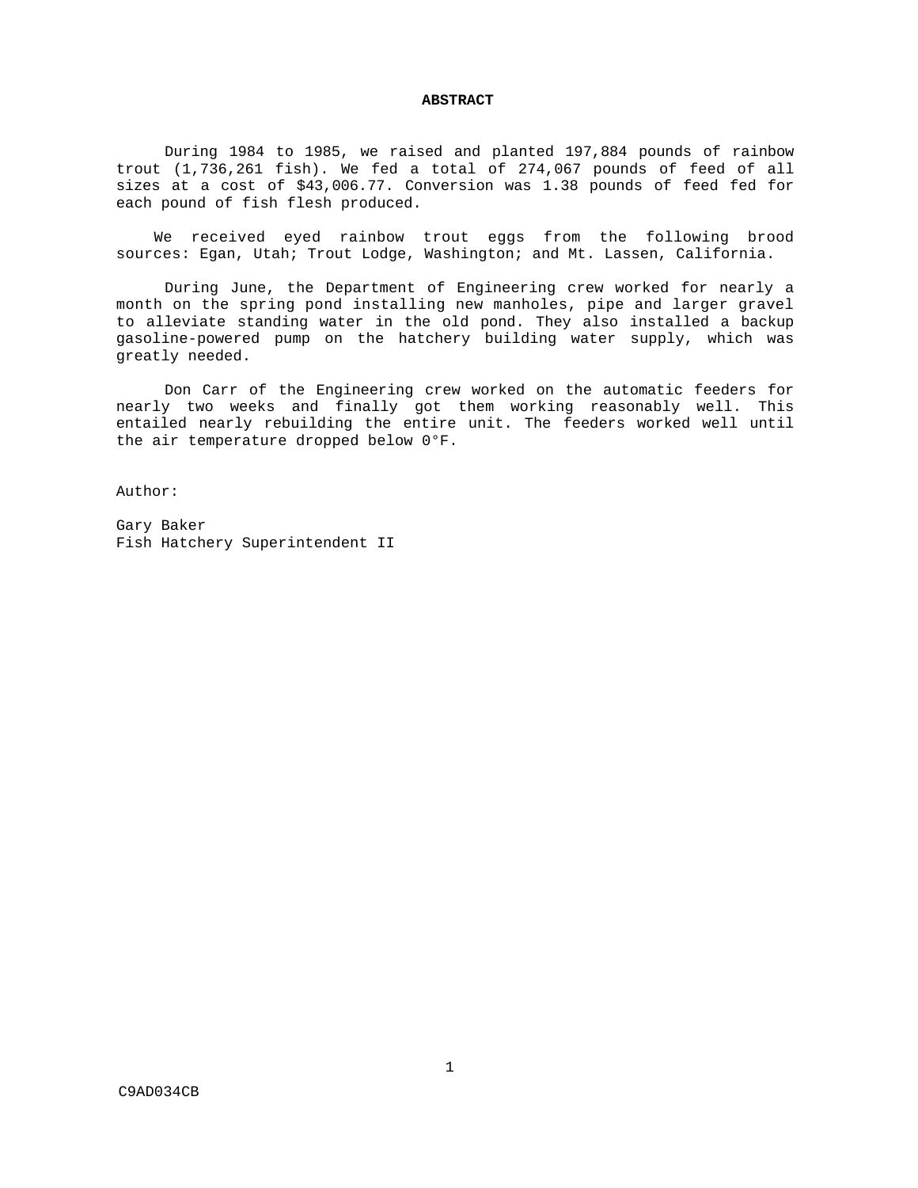## ABSTRACT

During 1984 to 1985, we raised and planted 197,884 pounds of rainbow trout (1,736,261 fish). We fed a total of 274,067 pounds of feed of all sizes at a cost of $43,006.77. Conversion was 1.38 pounds of feed fed for each pound of fish flesh produced.

We received eyed rainbow trout eggs from the following brood sources: Egan, Utah; Trout Lodge, Washington; and Mt. Lassen, California.

During June, the Department of Engineering crew worked for nearly a month on the spring pond installing new manholes, pipe and larger gravel to alleviate standing water in the old pond. They also installed a backup gasoline-powered pump on the hatchery building water supply, which was greatly needed.

Don Carr of the Engineering crew worked on the automatic feeders for nearly two weeks and finally got them working reasonably well. This entailed nearly rebuilding the entire unit. The feeders worked well until the air temperature dropped below 0°F.

Author:

Gary Baker
Fish Hatchery Superintendent II

C9AD034CB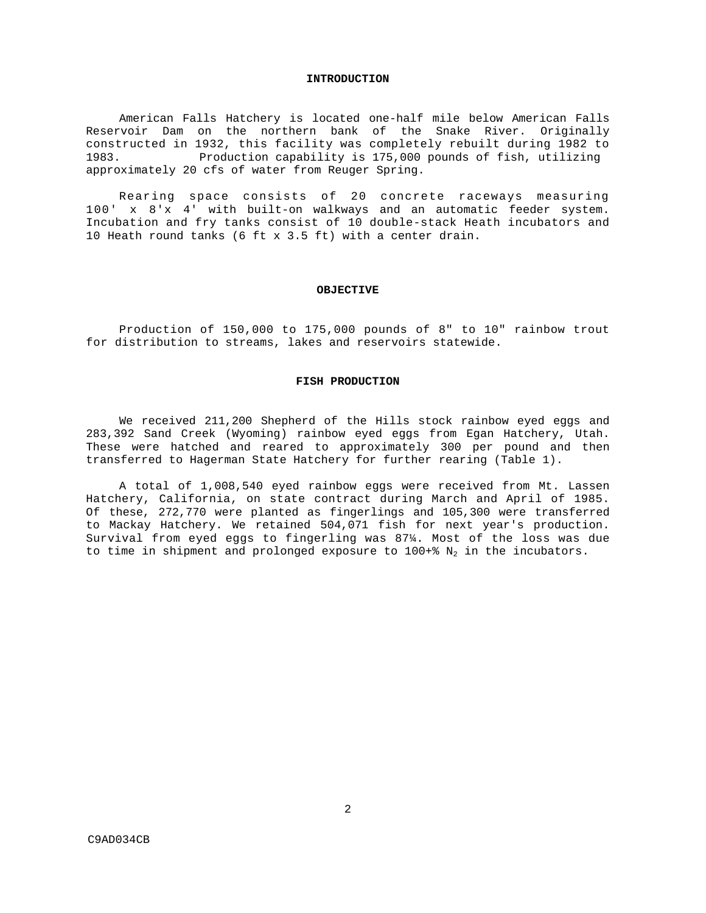## INTRODUCTION

American Falls Hatchery is located one-half mile below American Falls Reservoir Dam on the northern bank of the Snake River. Originally constructed in 1932, this facility was completely rebuilt during 1982 to 1983. Production capability is 175,000 pounds of fish, utilizing approximately 20 cfs of water from Reuger Spring.

Rearing space consists of 20 concrete raceways measuring 100' x 8'x 4' with built-on walkways and an automatic feeder system. Incubation and fry tanks consist of 10 double-stack Heath incubators and 10 Heath round tanks (6 ft x 3.5 ft) with a center drain.

## OBJECTIVE

Production of 150,000 to 175,000 pounds of 8" to 10" rainbow trout for distribution to streams, lakes and reservoirs statewide.

## FISH PRODUCTION

We received 211,200 Shepherd of the Hills stock rainbow eyed eggs and 283,392 Sand Creek (Wyoming) rainbow eyed eggs from Egan Hatchery, Utah. These were hatched and reared to approximately 300 per pound and then transferred to Hagerman State Hatchery for further rearing (Table 1).

A total of 1,008,540 eyed rainbow eggs were received from Mt. Lassen Hatchery, California, on state contract during March and April of 1985. Of these, 272,770 were planted as fingerlings and 105,300 were transferred to Mackay Hatchery. We retained 504,071 fish for next year's production. Survival from eyed eggs to fingerling was 87¼. Most of the loss was due to time in shipment and prolonged exposure to 100+% $N_2$ in the incubators.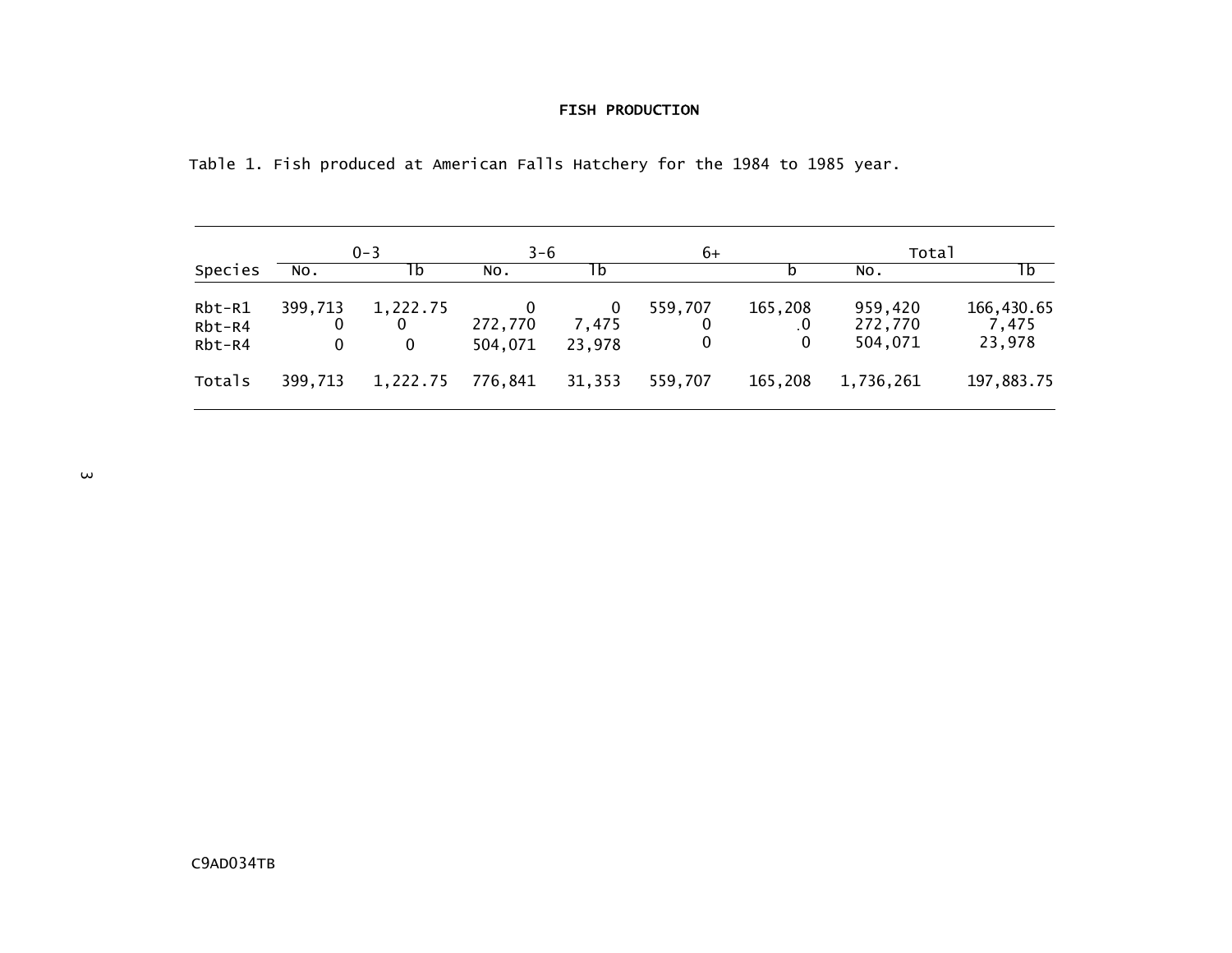# FISH PRODUCTION

Table 1. Fish produced at American Falls Hatchery for the 1984 to 1985 year.

| Species | 0-3 | | 3-6 | | 6+ | | Total | |
|---|---|---|---|---|---|---|---|---|
| | No. | lb | No. | lb | | b | No. | lb |
| Rbt-R1 | 399,713 | 1,222.75 | 0 | 0 | 559,707 | 165,208 | 959,420 | 166,430.65 |
| Rbt-R4 | 0 | 0 | 272,770 | 7,475 | 0 | .0 | 272,770 | 7,475 |
| Rbt-R4 | 0 | 0 | 504,071 | 23,978 | 0 | 0 | 504,071 | 23,978 |
| Totals | 399,713 | 1,222.75 | 776,841 | 31,353 | 559,707 | 165,208 | 1,736,261 | 197,883.75 |

C9AD034TB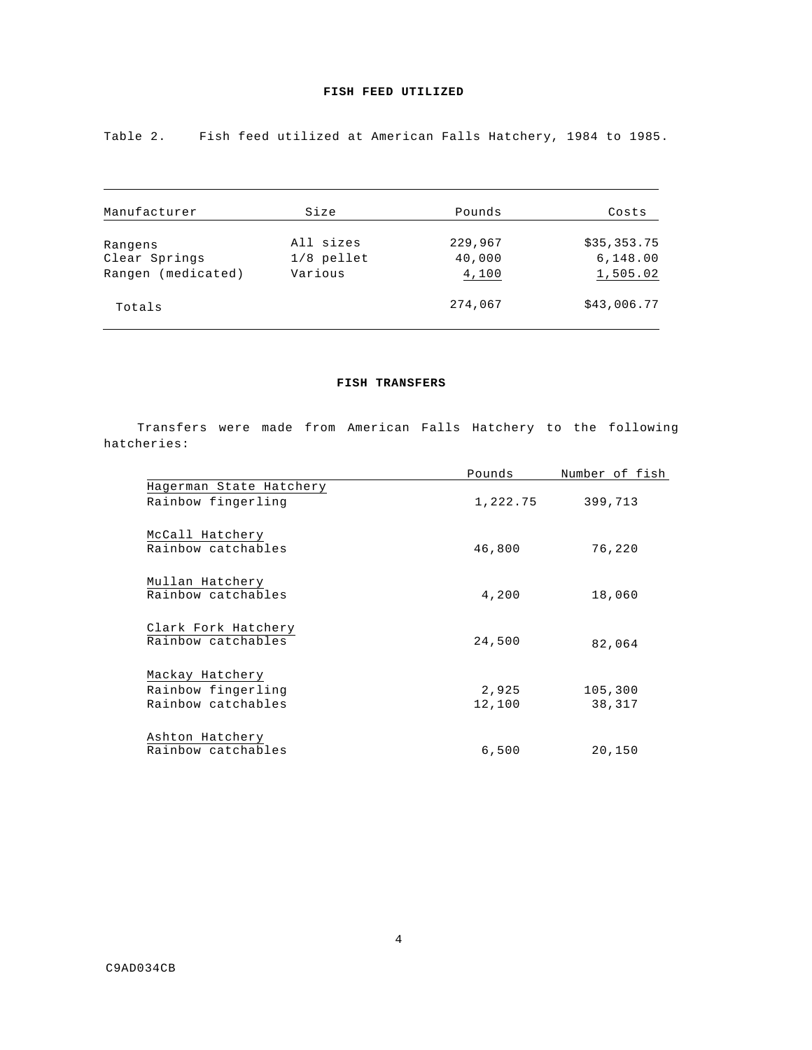## FISH FEED UTILIZED

Table 2. Fish feed utilized at American Falls Hatchery, 1984 to 1985.

| Manufacturer | Size | Pounds | Costs |
|---|---|---|---|
| Rangens | All sizes | 229,967 | $35,353.75 |
| Clear Springs | 1/8 pellet | 40,000 | 6,148.00 |
| Rangen (medicated) | Various | 4,100 | 1,505.02 |
| Totals | | 274,067 | $43,006.77 |

## FISH TRANSFERS

Transfers were made from American Falls Hatchery to the following hatcheries:

| | Pounds | Number of fish |
|---|---|---|
| Hagerman State Hatchery | | |
| Rainbow fingerling | 1,222.75 | 399,713 |
| McCall Hatchery | | |
| Rainbow catchables | 46,800 | 76,220 |
| Mullan Hatchery | | |
| Rainbow catchables | 4,200 | 18,060 |
| Clark Fork Hatchery | | |
| Rainbow catchables | 24,500 | 82,064 |
| Mackay Hatchery | | |
| Rainbow fingerling | 2,925 | 105,300 |
| Rainbow catchables | 12,100 | 38,317 |
| Ashton Hatchery | | |
| Rainbow catchables | 6,500 | 20,150 |

C9AD034CB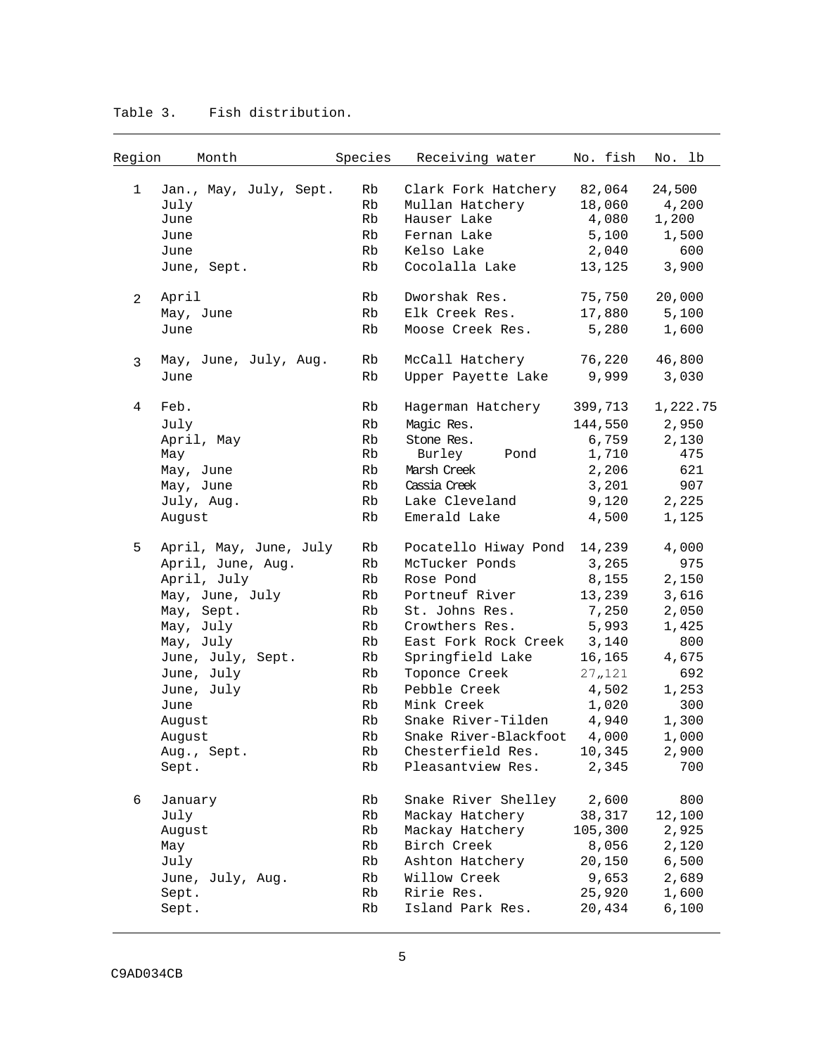Table 3. Fish distribution.

| Region | Month | Species | Receiving water | No. fish | No. lb |
|---|---|---|---|---|---|
| 1 | Jan., May, July, Sept. | Rb | Clark Fork Hatchery | 82,064 | 24,500 |
| | July | Rb | Mullan Hatchery | 18,060 | 4,200 |
| | June | Rb | Hauser Lake | 4,080 | 1,200 |
| | June | Rb | Fernan Lake | 5,100 | 1,500 |
| | June | Rb | Kelso Lake | 2,040 | 600 |
| | June, Sept. | Rb | Cocolalla Lake | 13,125 | 3,900 |
| 2 | April | Rb | Dworshak Res. | 75,750 | 20,000 |
| | May, June | Rb | Elk Creek Res. | 17,880 | 5,100 |
| | June | Rb | Moose Creek Res. | 5,280 | 1,600 |
| 3 | May, June, July, Aug. | Rb | McCall Hatchery | 76,220 | 46,800 |
| | June | Rb | Upper Payette Lake | 9,999 | 3,030 |
| 4 | Feb. | Rb | Hagerman Hatchery | 399,713 | 1,222.75 |
| | July | Rb | Magic Res. | 144,550 | 2,950 |
| | April, May | Rb | Stone Res. | 6,759 | 2,130 |
| | May | Rb | Burley Pond | 1,710 | 475 |
| | May, June | Rb | Marsh Creek | 2,206 | 621 |
| | May, June | Rb | Cassia Creek | 3,201 | 907 |
| | July, Aug. | Rb | Lake Cleveland | 9,120 | 2,225 |
| | August | Rb | Emerald Lake | 4,500 | 1,125 |
| 5 | April, May, June, July | Rb | Pocatello Hiway Pond | 14,239 | 4,000 |
| | April, June, Aug. | Rb | McTucker Ponds | 3,265 | 975 |
| | April, July | Rb | Rose Pond | 8,155 | 2,150 |
| | May, June, July | Rb | Portneuf River | 13,239 | 3,616 |
| | May, Sept. | Rb | St. Johns Res. | 7,250 | 2,050 |
| | May, July | Rb | Crowthers Res. | 5,993 | 1,425 |
| | May, July | Rb | East Fork Rock Creek | 3,140 | 800 |
| | June, July, Sept. | Rb | Springfield Lake | 16,165 | 4,675 |
| | June, July | Rb | Toponce Creek | 27,,121 | 692 |
| | June, July | Rb | Pebble Creek | 4,502 | 1,253 |
| | June | Rb | Mink Creek | 1,020 | 300 |
| | August | Rb | Snake River-Tilden | 4,940 | 1,300 |
| | August | Rb | Snake River-Blackfoot | 4,000 | 1,000 |
| | Aug., Sept. | Rb | Chesterfield Res. | 10,345 | 2,900 |
| | Sept. | Rb | Pleasantview Res. | 2,345 | 700 |
| 6 | January | Rb | Snake River Shelley | 2,600 | 800 |
| | July | Rb | Mackay Hatchery | 38,317 | 12,100 |
| | August | Rb | Mackay Hatchery | 105,300 | 2,925 |
| | May | Rb | Birch Creek | 8,056 | 2,120 |
| | July | Rb | Ashton Hatchery | 20,150 | 6,500 |
| | June, July, Aug. | Rb | Willow Creek | 9,653 | 2,689 |
| | Sept. | Rb | Ririe Res. | 25,920 | 1,600 |
| | Sept. | Rb | Island Park Res. | 20,434 | 6,100 |

C9AD034CB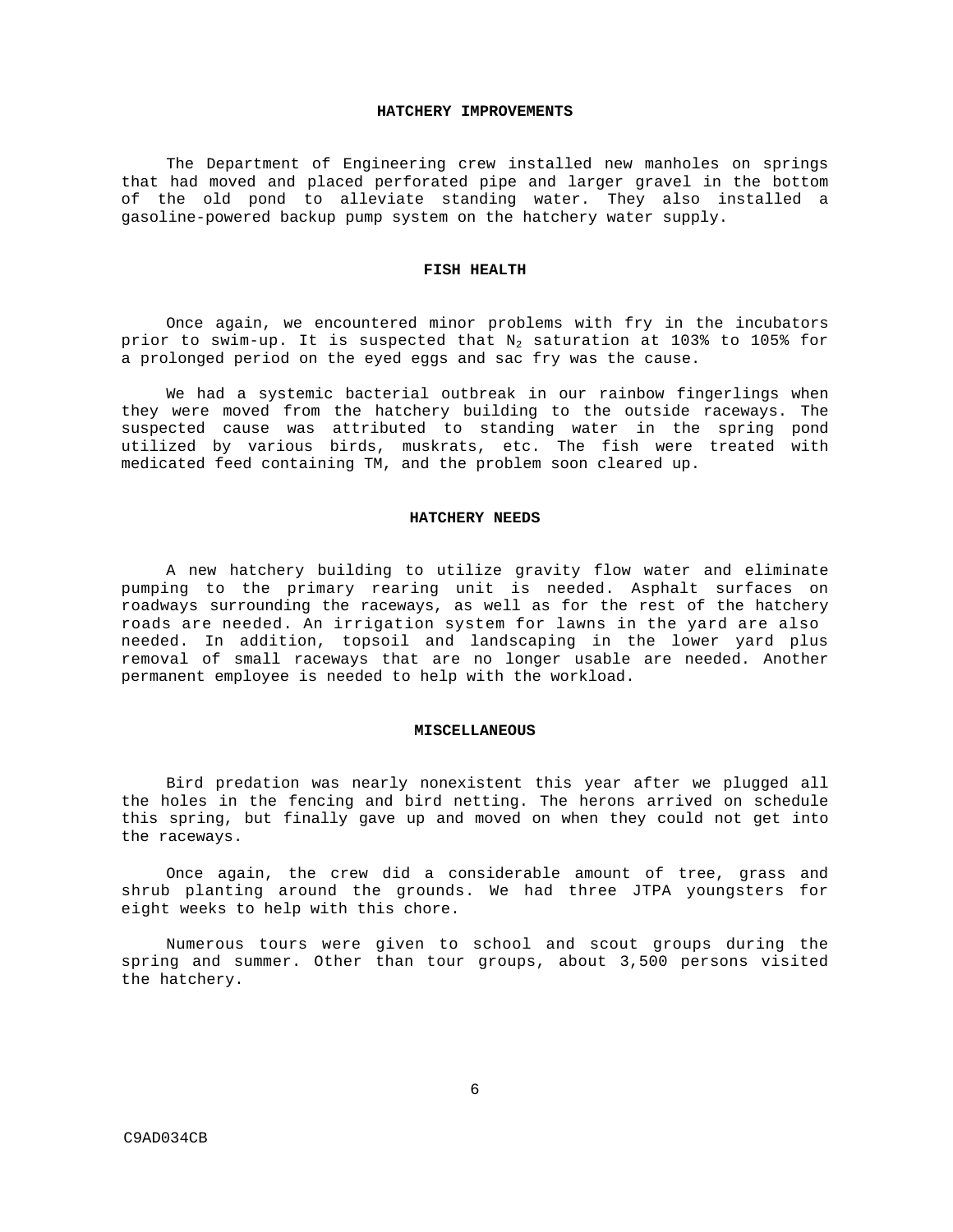## HATCHERY IMPROVEMENTS

The Department of Engineering crew installed new manholes on springs that had moved and placed perforated pipe and larger gravel in the bottom of the old pond to alleviate standing water. They also installed a gasoline-powered backup pump system on the hatchery water supply.

## FISH HEALTH

Once again, we encountered minor problems with fry in the incubators prior to swim-up. It is suspected that $N_2$ saturation at 103% to 105% for a prolonged period on the eyed eggs and sac fry was the cause.

We had a systemic bacterial outbreak in our rainbow fingerlings when they were moved from the hatchery building to the outside raceways. The suspected cause was attributed to standing water in the spring pond utilized by various birds, muskrats, etc. The fish were treated with medicated feed containing TM, and the problem soon cleared up.

## HATCHERY NEEDS

A new hatchery building to utilize gravity flow water and eliminate pumping to the primary rearing unit is needed. Asphalt surfaces on roadways surrounding the raceways, as well as for the rest of the hatchery roads are needed. An irrigation system for lawns in the yard are also needed. In addition, topsoil and landscaping in the lower yard plus removal of small raceways that are no longer usable are needed. Another permanent employee is needed to help with the workload.

## MISCELLANEOUS

Bird predation was nearly nonexistent this year after we plugged all the holes in the fencing and bird netting. The herons arrived on schedule this spring, but finally gave up and moved on when they could not get into the raceways.

Once again, the crew did a considerable amount of tree, grass and shrub planting around the grounds. We had three JTPA youngsters for eight weeks to help with this chore.

Numerous tours were given to school and scout groups during the spring and summer. Other than tour groups, about 3,500 persons visited the hatchery.

C9AD034CB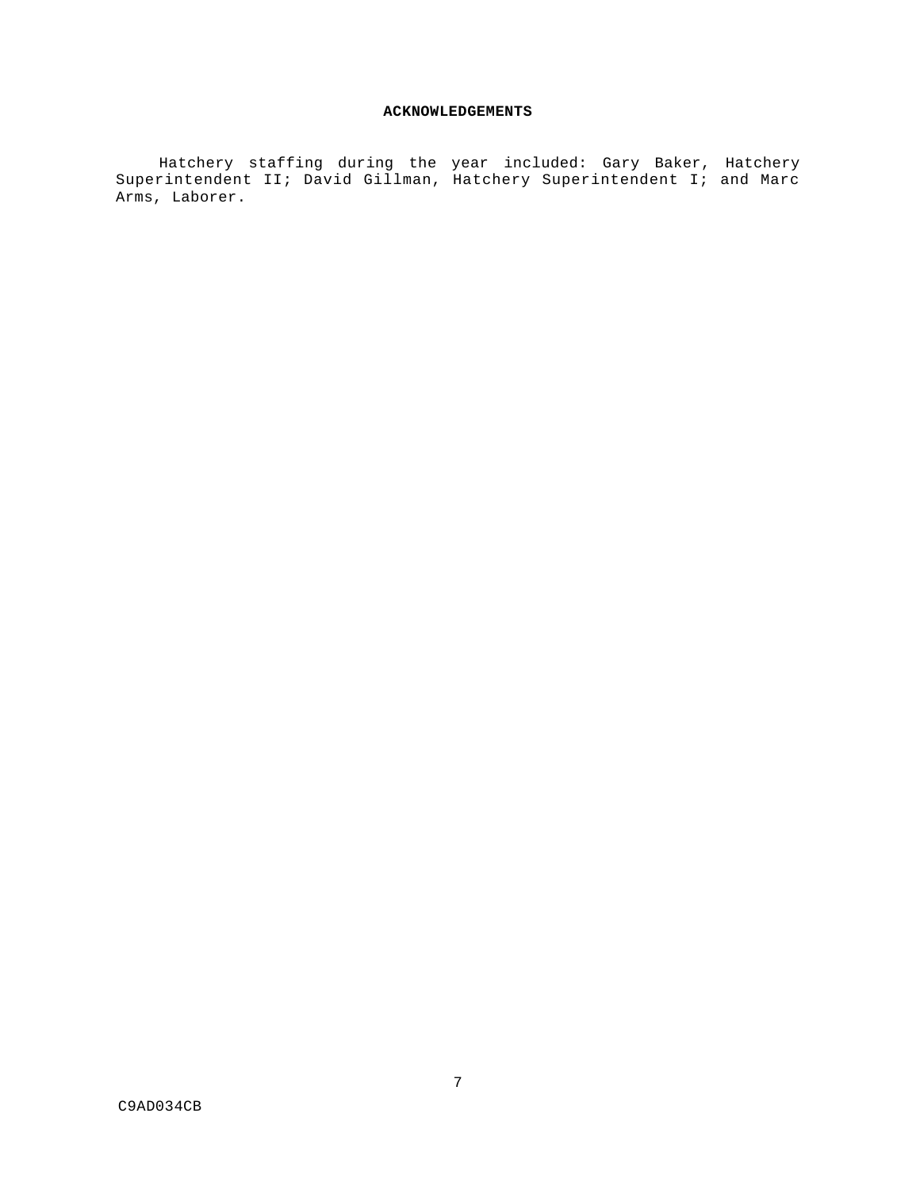## ACKNOWLEDGEMENTS

Hatchery staffing during the year included: Gary Baker, Hatchery Superintendent II; David Gillman, Hatchery Superintendent I; and Marc Arms, Laborer.

C9AD034CB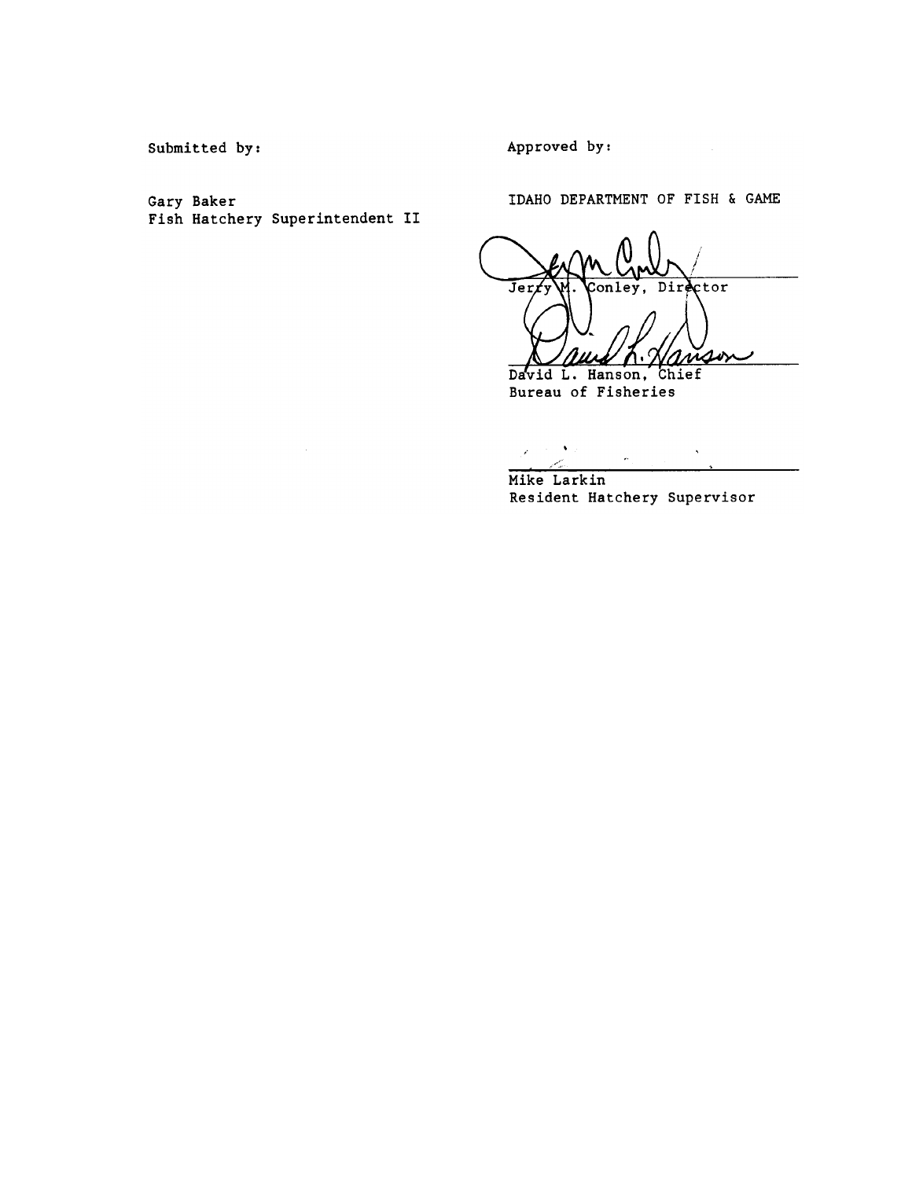Submitted by:

Gary Baker
Fish Hatchery Superintendent II

Approved by:

IDAHO DEPARTMENT OF FISH & GAME

Jerry M. Conley, Director

David L. Hanson, Chief
Bureau of Fisheries

Mike Larkin
Resident Hatchery Supervisor